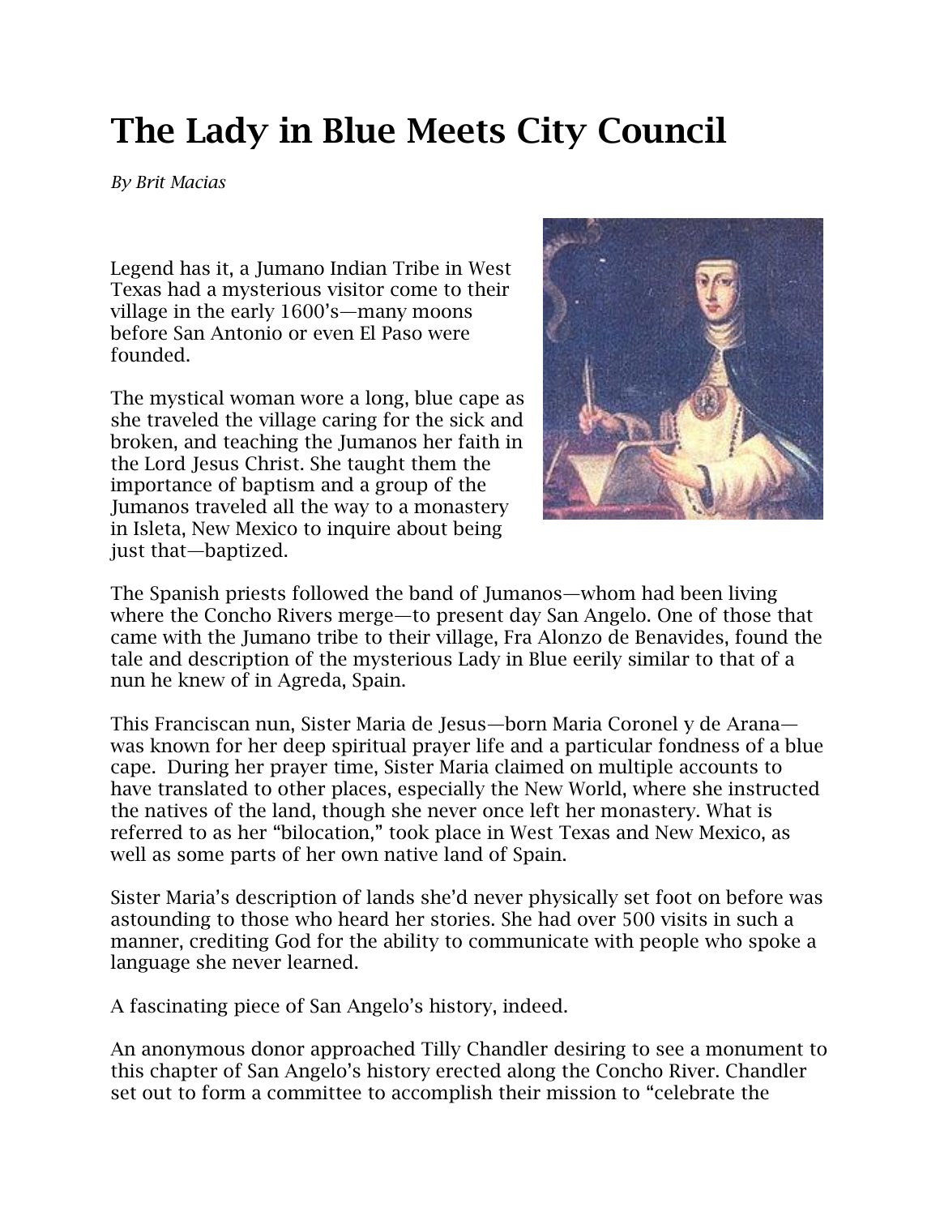# The Lady in Blue Meets City Council

*By Brit Macias*

Legend has it, a Jumano Indian Tribe in West Texas had a mysterious visitor come to their village in the early 1600's—many moons before San Antonio or even El Paso were founded.

The mystical woman wore a long, blue cape as she traveled the village caring for the sick and broken, and teaching the Jumanos her faith in the Lord Jesus Christ. She taught them the importance of baptism and a group of the Jumanos traveled all the way to a monastery in Isleta, New Mexico to inquire about being just that—baptized.

The Spanish priests followed the band of Jumanos—whom had been living where the Concho Rivers merge—to present day San Angelo. One of those that came with the Jumano tribe to their village, Fra Alonzo de Benavides, found the tale and description of the mysterious Lady in Blue eerily similar to that of a nun he knew of in Agreda, Spain.

This Franciscan nun, Sister Maria de Jesus—born Maria Coronel y de Arana—was known for her deep spiritual prayer life and a particular fondness of a blue cape. During her prayer time, Sister Maria claimed on multiple accounts to have translated to other places, especially the New World, where she instructed the natives of the land, though she never once left her monastery. What is referred to as her "bilocation," took place in West Texas and New Mexico, as well as some parts of her own native land of Spain.

Sister Maria's description of lands she'd never physically set foot on before was astounding to those who heard her stories. She had over 500 visits in such a manner, crediting God for the ability to communicate with people who spoke a language she never learned.

A fascinating piece of San Angelo's history, indeed.

An anonymous donor approached Tilly Chandler desiring to see a monument to this chapter of San Angelo's history erected along the Concho River. Chandler set out to form a committee to accomplish their mission to "celebrate the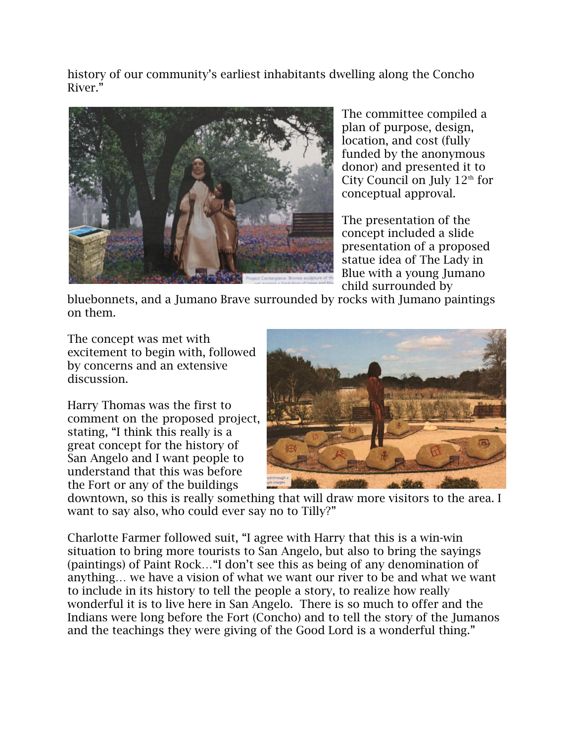history of our community's earliest inhabitants dwelling along the Concho River."

The committee compiled a plan of purpose, design, location, and cost (fully funded by the anonymous donor) and presented it to City Council on July 12th for conceptual approval.

The presentation of the concept included a slide presentation of a proposed statue idea of The Lady in Blue with a young Jumano child surrounded by bluebonnets, and a Jumano Brave surrounded by rocks with Jumano paintings on them.

The concept was met with excitement to begin with, followed by concerns and an extensive discussion.

Harry Thomas was the first to comment on the proposed project, stating, "I think this really is a great concept for the history of San Angelo and I want people to understand that this was before the Fort or any of the buildings downtown, so this is really something that will draw more visitors to the area. I want to say also, who could ever say no to Tilly?"

Charlotte Farmer followed suit, "I agree with Harry that this is a win-win situation to bring more tourists to San Angelo, but also to bring the sayings (paintings) of Paint Rock…"I don't see this as being of any denomination of anything… we have a vision of what we want our river to be and what we want to include in its history to tell the people a story, to realize how really wonderful it is to live here in San Angelo. There is so much to offer and the Indians were long before the Fort (Concho) and to tell the story of the Jumanos and the teachings they were giving of the Good Lord is a wonderful thing."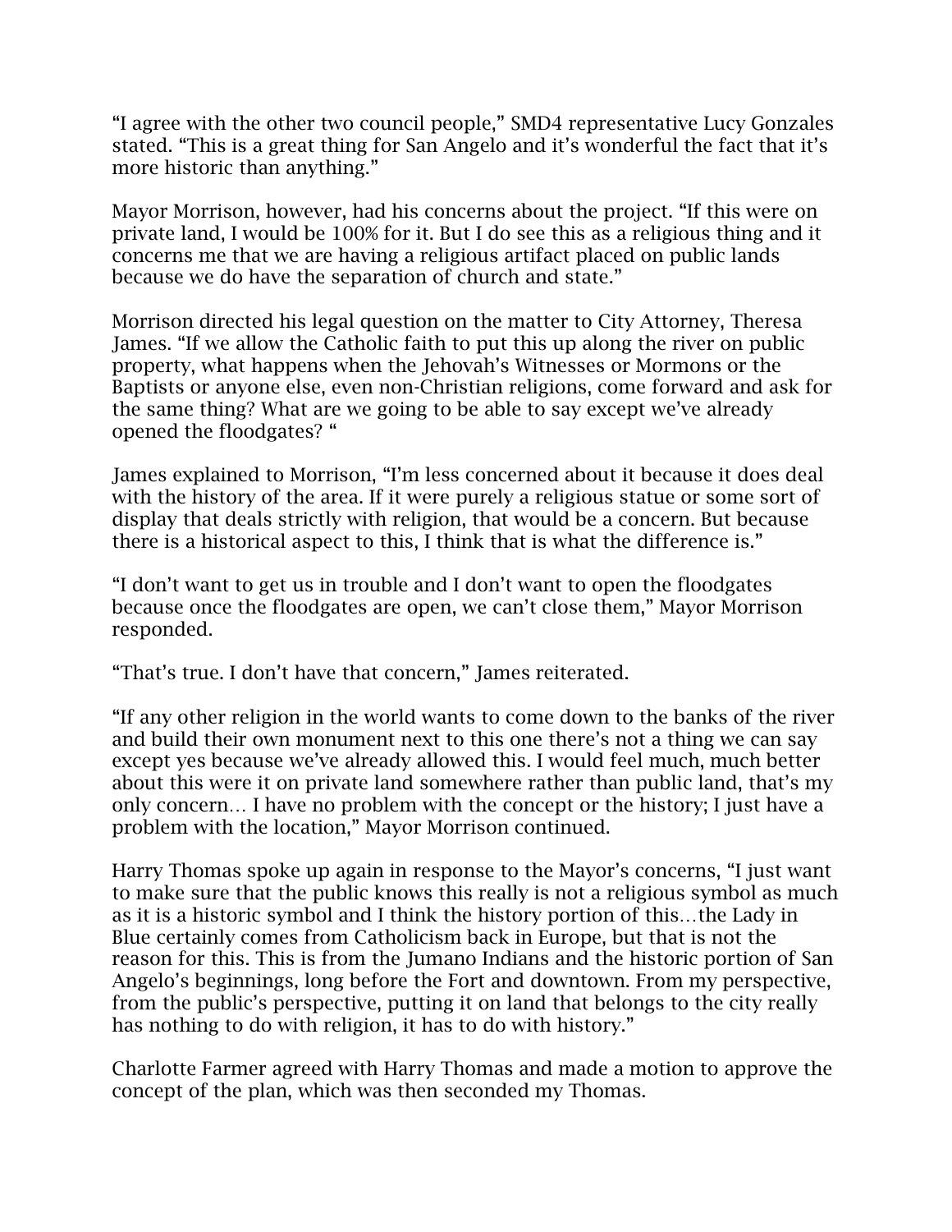"I agree with the other two council people," SMD4 representative Lucy Gonzales stated. "This is a great thing for San Angelo and it's wonderful the fact that it's more historic than anything."

Mayor Morrison, however, had his concerns about the project. "If this were on private land, I would be 100% for it. But I do see this as a religious thing and it concerns me that we are having a religious artifact placed on public lands because we do have the separation of church and state."

Morrison directed his legal question on the matter to City Attorney, Theresa James. "If we allow the Catholic faith to put this up along the river on public property, what happens when the Jehovah's Witnesses or Mormons or the Baptists or anyone else, even non-Christian religions, come forward and ask for the same thing? What are we going to be able to say except we've already opened the floodgates? "

James explained to Morrison, "I'm less concerned about it because it does deal with the history of the area. If it were purely a religious statue or some sort of display that deals strictly with religion, that would be a concern. But because there is a historical aspect to this, I think that is what the difference is."

"I don't want to get us in trouble and I don't want to open the floodgates because once the floodgates are open, we can't close them," Mayor Morrison responded.

"That's true. I don't have that concern," James reiterated.

"If any other religion in the world wants to come down to the banks of the river and build their own monument next to this one there's not a thing we can say except yes because we've already allowed this. I would feel much, much better about this were it on private land somewhere rather than public land, that's my only concern… I have no problem with the concept or the history; I just have a problem with the location," Mayor Morrison continued.

Harry Thomas spoke up again in response to the Mayor's concerns, "I just want to make sure that the public knows this really is not a religious symbol as much as it is a historic symbol and I think the history portion of this…the Lady in Blue certainly comes from Catholicism back in Europe, but that is not the reason for this. This is from the Jumano Indians and the historic portion of San Angelo's beginnings, long before the Fort and downtown. From my perspective, from the public's perspective, putting it on land that belongs to the city really has nothing to do with religion, it has to do with history."

Charlotte Farmer agreed with Harry Thomas and made a motion to approve the concept of the plan, which was then seconded my Thomas.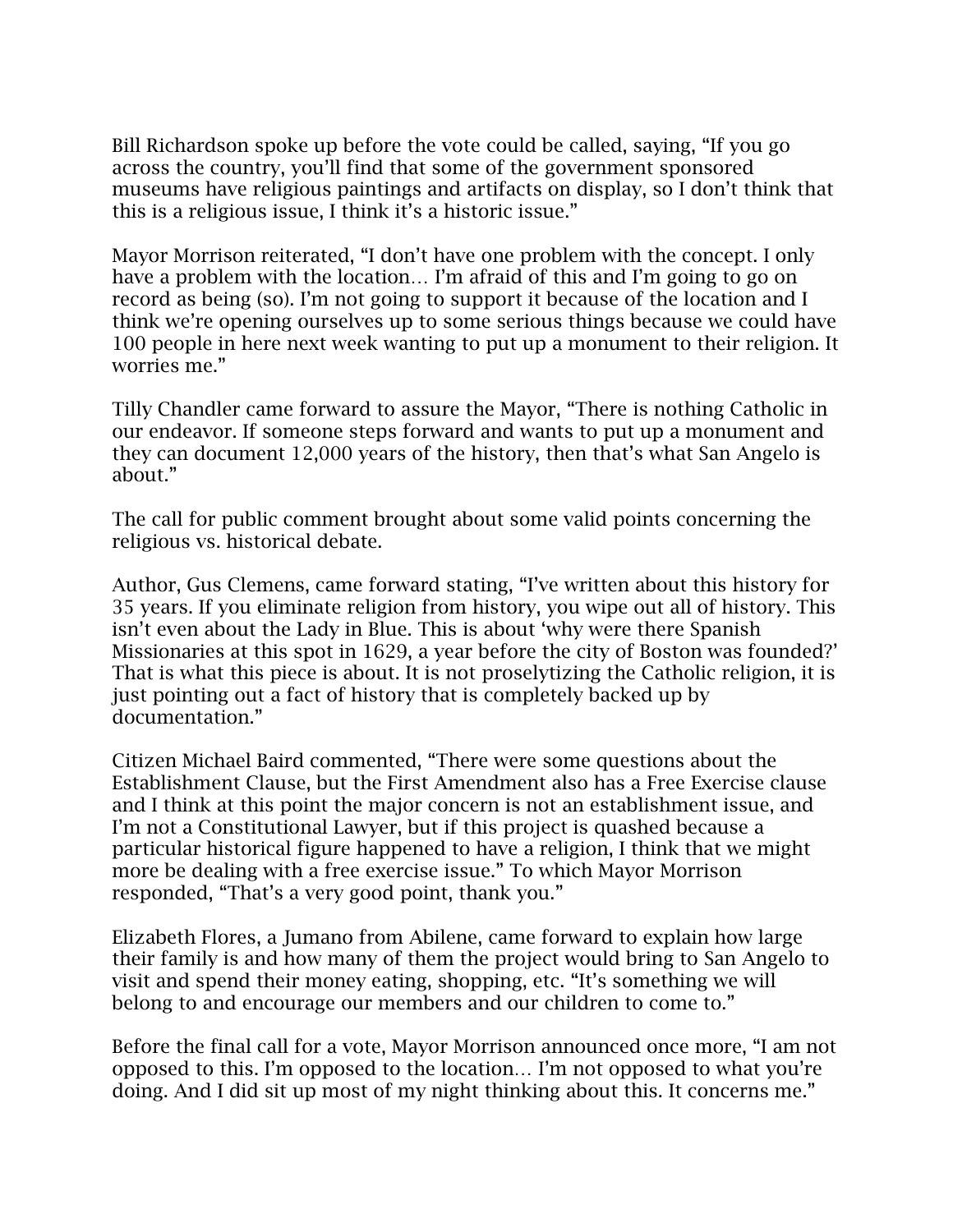Bill Richardson spoke up before the vote could be called, saying, "If you go across the country, you'll find that some of the government sponsored museums have religious paintings and artifacts on display, so I don't think that this is a religious issue, I think it's a historic issue."

Mayor Morrison reiterated, "I don't have one problem with the concept. I only have a problem with the location… I'm afraid of this and I'm going to go on record as being (so). I'm not going to support it because of the location and I think we're opening ourselves up to some serious things because we could have 100 people in here next week wanting to put up a monument to their religion. It worries me."

Tilly Chandler came forward to assure the Mayor, "There is nothing Catholic in our endeavor. If someone steps forward and wants to put up a monument and they can document 12,000 years of the history, then that's what San Angelo is about."

The call for public comment brought about some valid points concerning the religious vs. historical debate.

Author, Gus Clemens, came forward stating, "I've written about this history for 35 years. If you eliminate religion from history, you wipe out all of history. This isn't even about the Lady in Blue. This is about 'why were there Spanish Missionaries at this spot in 1629, a year before the city of Boston was founded?' That is what this piece is about. It is not proselytizing the Catholic religion, it is just pointing out a fact of history that is completely backed up by documentation."

Citizen Michael Baird commented, "There were some questions about the Establishment Clause, but the First Amendment also has a Free Exercise clause and I think at this point the major concern is not an establishment issue, and I'm not a Constitutional Lawyer, but if this project is quashed because a particular historical figure happened to have a religion, I think that we might more be dealing with a free exercise issue." To which Mayor Morrison responded, "That's a very good point, thank you."

Elizabeth Flores, a Jumano from Abilene, came forward to explain how large their family is and how many of them the project would bring to San Angelo to visit and spend their money eating, shopping, etc. "It's something we will belong to and encourage our members and our children to come to."

Before the final call for a vote, Mayor Morrison announced once more, "I am not opposed to this. I'm opposed to the location… I'm not opposed to what you're doing. And I did sit up most of my night thinking about this. It concerns me."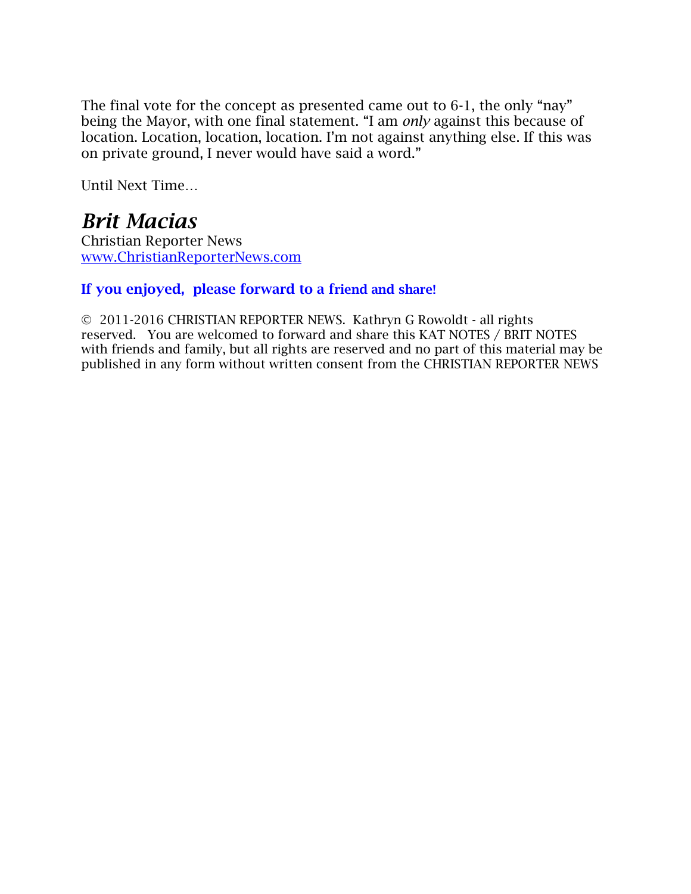The final vote for the concept as presented came out to 6-1, the only "nay" being the Mayor, with one final statement. "I am *only* against this because of location. Location, location, location. I'm not against anything else. If this was on private ground, I never would have said a word."

Until Next Time…

***Brit Macias***
Christian Reporter News
www.ChristianReporterNews.com

**If you enjoyed, please forward to a friend and share!**

© 2011-2016 CHRISTIAN REPORTER NEWS. Kathryn G Rowoldt - all rights reserved. You are welcomed to forward and share this KAT NOTES / BRIT NOTES with friends and family, but all rights are reserved and no part of this material may be published in any form without written consent from the CHRISTIAN REPORTER NEWS